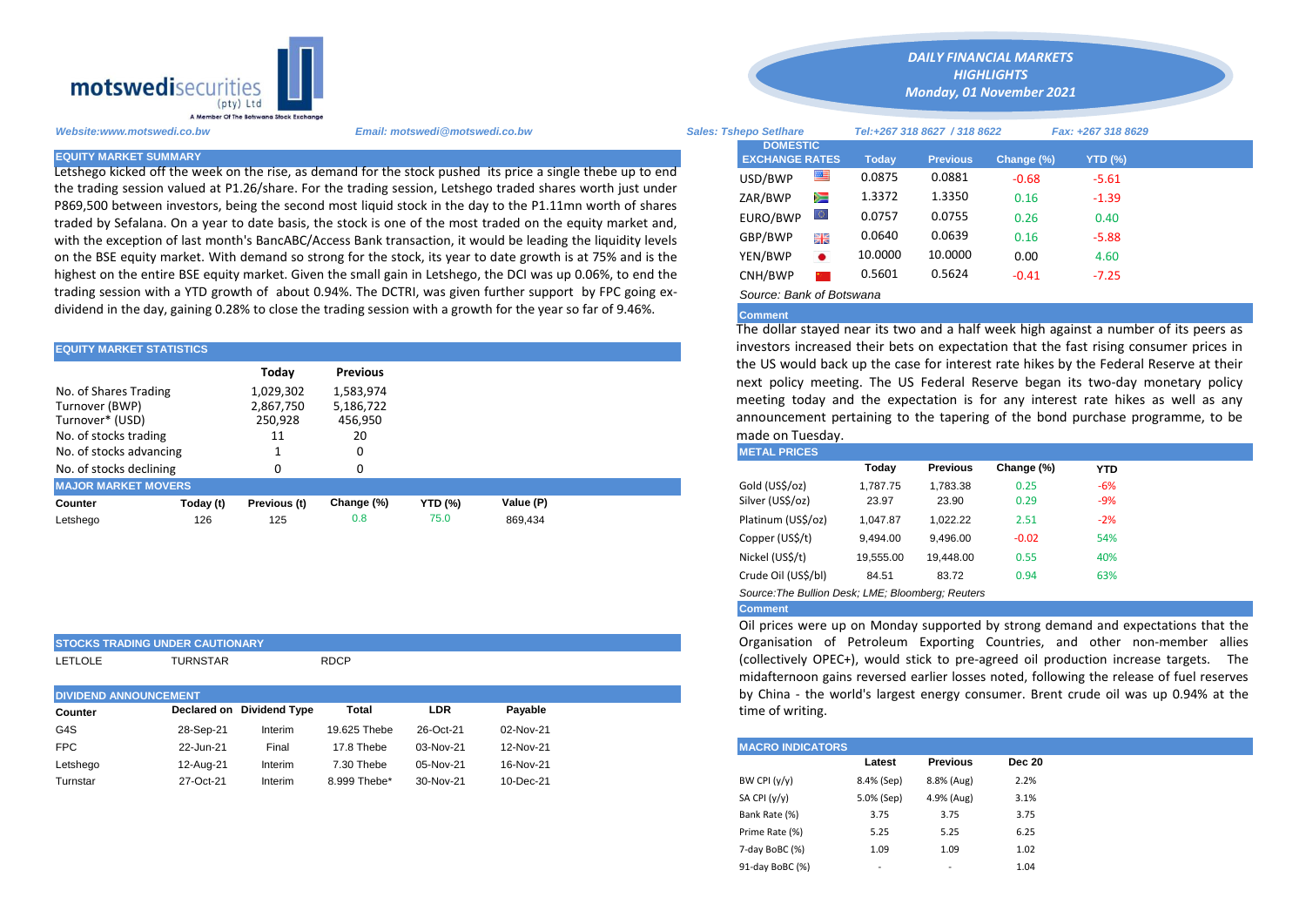**motswedisecurities** (pty) Ltd
A Member Of The Botswana Stock Exchange

**DAILY FINANCIAL MARKETS HIGHLIGHTS**
**Monday, 01 November 2021**

*Website:www.motswedi.co.bw* *Email: motswedi@motswedi.co.bw* *Sales: Tshepo Setlhare* *Tel:+267 318 8627 / 318 8622* *Fax: +267 318 8629*

## EQUITY MARKET SUMMARY

Letshego kicked off the week on the rise, as demand for the stock pushed its price a single thebe up to end the trading session valued at P1.26/share. For the trading session, Letshego traded shares worth just under P869,500 between investors, being the second most liquid stock in the day to the P1.11mn worth of shares traded by Sefalana. On a year to date basis, the stock is one of the most traded on the equity market and, with the exception of last month's BancABC/Access Bank transaction, it would be leading the liquidity levels on the BSE equity market. With demand so strong for the stock, its year to date growth is at 75% and is the highest on the entire BSE equity market. Given the small gain in Letshego, the DCI was up 0.06%, to end the trading session with a YTD growth of about 0.94%. The DCTRI, was given further support by FPC going ex-dividend in the day, gaining 0.28% to close the trading session with a growth for the year so far of 9.46%.

## EQUITY MARKET STATISTICS

| | Today | Previous |
|---|---|---|
| No. of Shares Trading | 1,029,302 | 1,583,974 |
| Turnover (BWP) | 2,867,750 | 5,186,722 |
| Turnover* (USD) | 250,928 | 456,950 |
| No. of stocks trading | 11 | 20 |
| No. of stocks advancing | 1 | 0 |
| No. of stocks declining | 0 | 0 |

## MAJOR MARKET MOVERS

| Counter | Today (t) | Previous (t) | Change (%) | YTD (%) | Value (P) |
|---|---|---|---|---|---|
| Letshego | 126 | 125 | 0.8 | 75.0 | 869,434 |

## STOCKS TRADING UNDER CAUTIONARY

LETLOLE TURNSTAR RDCP

## DIVIDEND ANNOUNCEMENT

| Counter | Declared on | Dividend Type | Total | LDR | Payable |
|---|---|---|---|---|---|
| G4S | 28-Sep-21 | Interim | 19.625 Thebe | 26-Oct-21 | 02-Nov-21 |
| FPC | 22-Jun-21 | Final | 17.8 Thebe | 03-Nov-21 | 12-Nov-21 |
| Letshego | 12-Aug-21 | Interim | 7.30 Thebe | 05-Nov-21 | 16-Nov-21 |
| Turnstar | 27-Oct-21 | Interim | 8.999 Thebe* | 30-Nov-21 | 10-Dec-21 |

## DOMESTIC EXCHANGE RATES

| DOMESTIC EXCHANGE RATES | Today | Previous | Change (%) | YTD (%) |
|---|---|---|---|---|
| USD/BWP | 0.0875 | 0.0881 | -0.68 | -5.61 |
| ZAR/BWP | 1.3372 | 1.3350 | 0.16 | -1.39 |
| EURO/BWP | 0.0757 | 0.0755 | 0.26 | 0.40 |
| GBP/BWP | 0.0640 | 0.0639 | 0.16 | -5.88 |
| YEN/BWP | 10.0000 | 10.0000 | 0.00 | 4.60 |
| CNH/BWP | 0.5601 | 0.5624 | -0.41 | -7.25 |

*Source: Bank of Botswana*

**Comment**

The dollar stayed near its two and a half week high against a number of its peers as investors increased their bets on expectation that the fast rising consumer prices in the US would back up the case for interest rate hikes by the Federal Reserve at their next policy meeting. The US Federal Reserve began its two-day monetary policy meeting today and the expectation is for any interest rate hikes as well as any announcement pertaining to the tapering of the bond purchase programme, to be made on Tuesday.

## METAL PRICES

| | Today | Previous | Change (%) | YTD |
|---|---|---|---|---|
| Gold (US$/oz) | 1,787.75 | 1,783.38 | 0.25 | -6% |
| Silver (US$/oz) | 23.97 | 23.90 | 0.29 | -9% |
| Platinum (US$/oz) | 1,047.87 | 1,022.22 | 2.51 | -2% |
| Copper (US$/t) | 9,494.00 | 9,496.00 | -0.02 | 54% |
| Nickel (US$/t) | 19,555.00 | 19,448.00 | 0.55 | 40% |
| Crude Oil (US$/bl) | 84.51 | 83.72 | 0.94 | 63% |

*Source:The Bullion Desk; LME; Bloomberg; Reuters*

**Comment**

Oil prices were up on Monday supported by strong demand and expectations that the Organisation of Petroleum Exporting Countries, and other non-member allies (collectively OPEC+), would stick to pre-agreed oil production increase targets. The midafternoon gains reversed earlier losses noted, following the release of fuel reserves by China - the world's largest energy consumer. Brent crude oil was up 0.94% at the time of writing.

## MACRO INDICATORS

| | Latest | Previous | Dec 20 |
|---|---|---|---|
| BW CPI (y/y) | 8.4% (Sep) | 8.8% (Aug) | 2.2% |
| SA CPI (y/y) | 5.0% (Sep) | 4.9% (Aug) | 3.1% |
| Bank Rate (%) | 3.75 | 3.75 | 3.75 |
| Prime Rate (%) | 5.25 | 5.25 | 6.25 |
| 7-day BoBC (%) | 1.09 | 1.09 | 1.02 |
| 91-day BoBC (%) | - | - | 1.04 |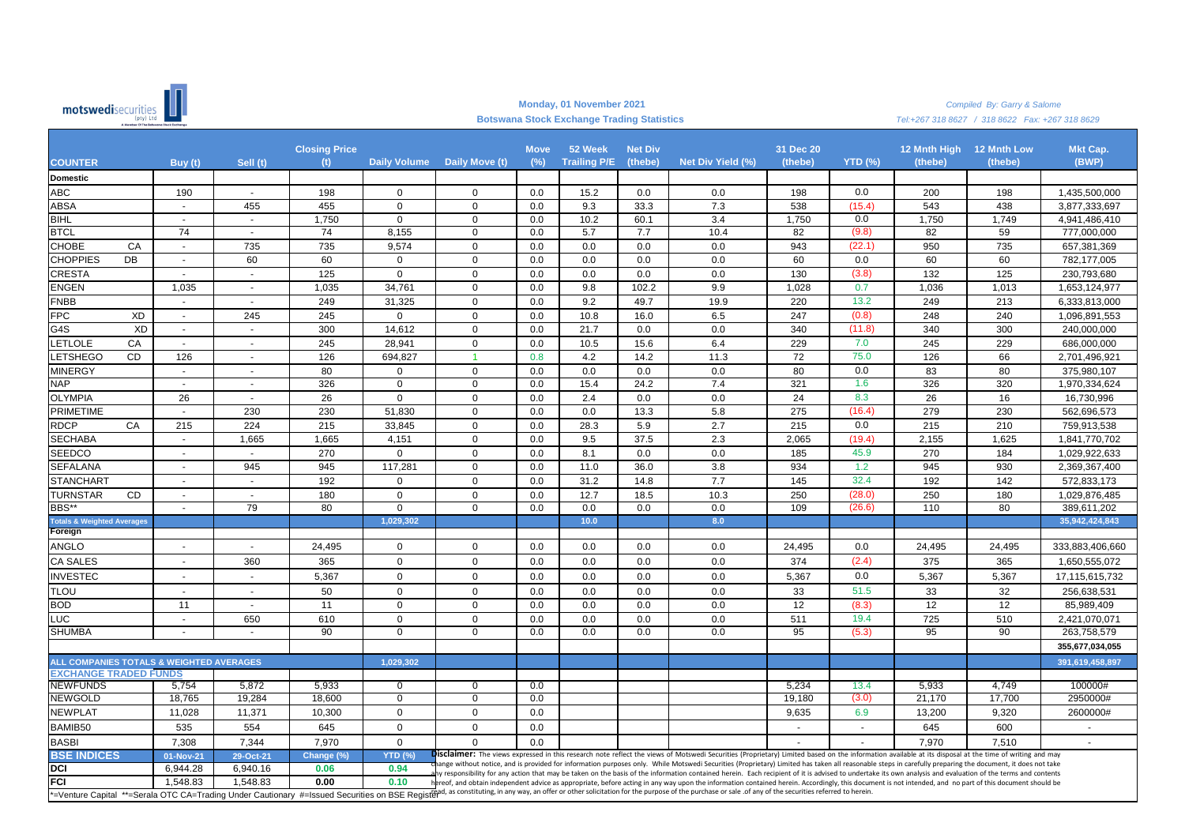motswedisecurities (pty) Ltd
A Member Of The Botswana Stock Exchange

**Monday, 01 November 2021**
**Botswana Stock Exchange Trading Statistics**

*Compiled By: Garry & Salome*
*Tel:+267 318 8627 / 318 8622 Fax: +267 318 8629*

| COUNTER | | Buy (t) | Sell (t) | Closing Price (t) | Daily Volume | Daily Move (t) | Move (%) | 52 Week Trailing P/E | Net Div (thebe) | Net Div Yield (%) | 31 Dec 20 (thebe) | YTD (%) | 12 Mnth High (thebe) | 12 Mnth Low (thebe) | Mkt Cap. (BWP) |
|---|---|---|---|---|---|---|---|---|---|---|---|---|---|---|---|
| **Domestic** | | | | | | | | | | | | | | | |
| ABC | | 190 | - | 198 | 0 | 0 | 0.0 | 15.2 | 0.0 | 0.0 | 198 | 0.0 | 200 | 198 | 1,435,500,000 |
| ABSA | | - | 455 | 455 | 0 | 0 | 0.0 | 9.3 | 33.3 | 7.3 | 538 | (15.4) | 543 | 438 | 3,877,333,697 |
| BIHL | | - | - | 1,750 | 0 | 0 | 0.0 | 10.2 | 60.1 | 3.4 | 1,750 | 0.0 | 1,750 | 1,749 | 4,941,486,410 |
| BTCL | | 74 | - | 74 | 8,155 | 0 | 0.0 | 5.7 | 7.7 | 10.4 | 82 | (9.8) | 82 | 59 | 777,000,000 |
| CHOBE | CA | - | 735 | 735 | 9,574 | 0 | 0.0 | 0.0 | 0.0 | 0.0 | 943 | (22.1) | 950 | 735 | 657,381,369 |
| CHOPPIES | DB | - | 60 | 60 | 0 | 0 | 0.0 | 0.0 | 0.0 | 0.0 | 60 | 0.0 | 60 | 60 | 782,177,005 |
| CRESTA | | - | - | 125 | 0 | 0 | 0.0 | 0.0 | 0.0 | 0.0 | 130 | (3.8) | 132 | 125 | 230,793,680 |
| ENGEN | | 1,035 | - | 1,035 | 34,761 | 0 | 0.0 | 9.8 | 102.2 | 9.9 | 1,028 | 0.7 | 1,036 | 1,013 | 1,653,124,977 |
| FNBB | | - | - | 249 | 31,325 | 0 | 0.0 | 9.2 | 49.7 | 19.9 | 220 | 13.2 | 249 | 213 | 6,333,813,000 |
| FPC | XD | - | 245 | 245 | 0 | 0 | 0.0 | 10.8 | 16.0 | 6.5 | 247 | (0.8) | 248 | 240 | 1,096,891,553 |
| G4S | XD | - | - | 300 | 14,612 | 0 | 0.0 | 21.7 | 0.0 | 0.0 | 340 | (11.8) | 340 | 300 | 240,000,000 |
| LETLOLE | CA | - | - | 245 | 28,941 | 0 | 0.0 | 10.5 | 15.6 | 6.4 | 229 | 7.0 | 245 | 229 | 686,000,000 |
| LETSHEGO | CD | 126 | - | 126 | 694,827 | 1 | 0.8 | 4.2 | 14.2 | 11.3 | 72 | 75.0 | 126 | 66 | 2,701,496,921 |
| MINERGY | | - | - | 80 | 0 | 0 | 0.0 | 0.0 | 0.0 | 0.0 | 80 | 0.0 | 83 | 80 | 375,980,107 |
| NAP | | - | - | 326 | 0 | 0 | 0.0 | 15.4 | 24.2 | 7.4 | 321 | 1.6 | 326 | 320 | 1,970,334,624 |
| OLYMPIA | | 26 | - | 26 | 0 | 0 | 0.0 | 2.4 | 0.0 | 0.0 | 24 | 8.3 | 26 | 16 | 16,730,996 |
| PRIMETIME | | - | 230 | 230 | 51,830 | 0 | 0.0 | 0.0 | 13.3 | 5.8 | 275 | (16.4) | 279 | 230 | 562,696,573 |
| RDCP | CA | 215 | 224 | 215 | 33,845 | 0 | 0.0 | 28.3 | 5.9 | 2.7 | 215 | 0.0 | 215 | 210 | 759,913,538 |
| SECHABA | | - | 1,665 | 1,665 | 4,151 | 0 | 0.0 | 9.5 | 37.5 | 2.3 | 2,065 | (19.4) | 2,155 | 1,625 | 1,841,770,702 |
| SEEDCO | | - | - | 270 | 0 | 0 | 0.0 | 8.1 | 0.0 | 0.0 | 185 | 45.9 | 270 | 184 | 1,029,922,633 |
| SEFALANA | | - | 945 | 945 | 117,281 | 0 | 0.0 | 11.0 | 36.0 | 3.8 | 934 | 1.2 | 945 | 930 | 2,369,367,400 |
| STANCHART | | - | - | 192 | 0 | 0 | 0.0 | 31.2 | 14.8 | 7.7 | 145 | 32.4 | 192 | 142 | 572,833,173 |
| TURNSTAR | CD | - | - | 180 | 0 | 0 | 0.0 | 12.7 | 18.5 | 10.3 | 250 | (28.0) | 250 | 180 | 1,029,876,485 |
| BBS** | | - | 79 | 80 | 0 | 0 | 0.0 | 0.0 | 0.0 | 0.0 | 109 | (26.6) | 110 | 80 | 389,611,202 |
| **Totals & Weighted Averages** | | | | | 1,029,302 | | | 10.0 | | 8.0 | | | | | 35,942,424,843 |
| **Foreign** | | | | | | | | | | | | | | | |
| ANGLO | | - | - | 24,495 | 0 | 0 | 0.0 | 0.0 | 0.0 | 0.0 | 24,495 | 0.0 | 24,495 | 24,495 | 333,883,406,660 |
| CA SALES | | - | 360 | 365 | 0 | 0 | 0.0 | 0.0 | 0.0 | 0.0 | 374 | (2.4) | 375 | 365 | 1,650,555,072 |
| INVESTEC | | - | - | 5,367 | 0 | 0 | 0.0 | 0.0 | 0.0 | 0.0 | 5,367 | 0.0 | 5,367 | 5,367 | 17,115,615,732 |
| TLOU | | - | - | 50 | 0 | 0 | 0.0 | 0.0 | 0.0 | 0.0 | 33 | 51.5 | 33 | 32 | 256,638,531 |
| BOD | | 11 | - | 11 | 0 | 0 | 0.0 | 0.0 | 0.0 | 0.0 | 12 | (8.3) | 12 | 12 | 85,989,409 |
| LUC | | - | 650 | 610 | 0 | 0 | 0.0 | 0.0 | 0.0 | 0.0 | 511 | 19.4 | 725 | 510 | 2,421,070,071 |
| SHUMBA | | - | - | 90 | 0 | 0 | 0.0 | 0.0 | 0.0 | 0.0 | 95 | (5.3) | 95 | 90 | 263,758,579 |
| | | | | | | | | | | | | | | | 355,677,034,055 |
| **ALL COMPANIES TOTALS & WEIGHTED AVERAGES** | | | | | 1,029,302 | | | | | | | | | | 391,619,458,897 |
| **EXCHANGE TRADED FUNDS** | | | | | | | | | | | | | | | |
| NEWFUNDS | | 5,754 | 5,872 | 5,933 | 0 | 0 | 0.0 | | | | 5,234 | 13.4 | 5,933 | 4,749 | 100000# |
| NEWGOLD | | 18,765 | 19,284 | 18,600 | 0 | 0 | 0.0 | | | | 19,180 | (3.0) | 21,170 | 17,700 | 2950000# |
| NEWPLAT | | 11,028 | 11,371 | 10,300 | 0 | 0 | 0.0 | | | | 9,635 | 6.9 | 13,200 | 9,320 | 2600000# |
| BAMIB50 | | 535 | 554 | 645 | 0 | 0 | 0.0 | | | | - | - | 645 | 600 | - |
| BASBI | | 7,308 | 7,344 | 7,970 | 0 | 0 | 0.0 | | | | - | - | 7,970 | 7,510 | - |

| BSE INDICES | 01-Nov-21 | 29-Oct-21 | Change (%) | YTD (%) |
|---|---|---|---|---|
| DCI | 6,944.28 | 6,940.16 | 0.06 | 0.94 |
| FCI | 1,548.83 | 1,548.83 | 0.00 | 0.10 |

*=Venture Capital **=Serala OTC CA=Trading Under Cautionary #=Issued Securities on BSE Register

**Disclaimer:** The views expressed in this research note reflect the views of Motswedi Securities (Proprietary) Limited based on the information available at its disposal at the time of writing and may change without notice, and is provided for information purposes only. While Motswedi Securities (Proprietary) Limited has taken all reasonable steps in carefully preparing the document, it does not take any responsibility for any action that may be taken on the basis of the information contained herein. Each recipient of it is advised to undertake its own analysis and evaluation of the terms and contents hereof, and obtain independent advice as appropriate, before acting in any way upon the information contained herein. Accordingly, this document is not intended, and no part of this document should be read, as constituting, in any way, an offer or other solicitation for the purpose of the purchase or sale .of any of the securities referred to herein.